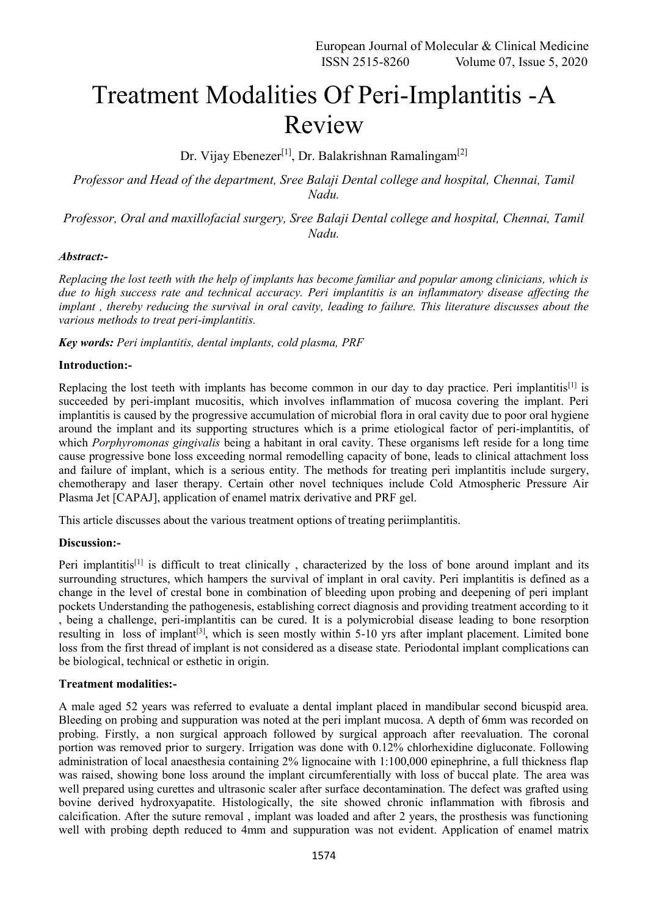# Treatment Modalities Of Peri-Implantitis -A Review

Dr. Vijay Ebenezer[1], Dr. Balakrishnan Ramalingam[2]

*Professor and Head of the department, Sree Balaji Dental college and hospital, Chennai, Tamil Nadu.*

*Professor, Oral and maxillofacial surgery, Sree Balaji Dental college and hospital, Chennai, Tamil Nadu.*

***Abstract:-***

*Replacing the lost teeth with the help of implants has become familiar and popular among clinicians, which is due to high success rate and technical accuracy. Peri implantitis is an inflammatory disease affecting the implant , thereby reducing the survival in oral cavity, leading to failure. This literature discusses about the various methods to treat peri-implantitis.*

***Key words:*** *Peri implantitis, dental implants, cold plasma, PRF*

**Introduction:-**

Replacing the lost teeth with implants has become common in our day to day practice. Peri implantitis[1] is succeeded by peri-implant mucositis, which involves inflammation of mucosa covering the implant. Peri implantitis is caused by the progressive accumulation of microbial flora in oral cavity due to poor oral hygiene around the implant and its supporting structures which is a prime etiological factor of peri-implantitis, of which *Porphyromonas gingivalis* being a habitant in oral cavity. These organisms left reside for a long time cause progressive bone loss exceeding normal remodelling capacity of bone, leads to clinical attachment loss and failure of implant, which is a serious entity. The methods for treating peri implantitis include surgery, chemotherapy and laser therapy. Certain other novel techniques include Cold Atmospheric Pressure Air Plasma Jet [CAPAJ], application of enamel matrix derivative and PRF gel.

This article discusses about the various treatment options of treating periimplantitis.

**Discussion:-**

Peri implantitis[1] is difficult to treat clinically , characterized by the loss of bone around implant and its surrounding structures, which hampers the survival of implant in oral cavity. Peri implantitis is defined as a change in the level of crestal bone in combination of bleeding upon probing and deepening of peri implant pockets Understanding the pathogenesis, establishing correct diagnosis and providing treatment according to it , being a challenge, peri-implantitis can be cured. It is a polymicrobial disease leading to bone resorption resulting in loss of implant[3], which is seen mostly within 5-10 yrs after implant placement. Limited bone loss from the first thread of implant is not considered as a disease state. Periodontal implant complications can be biological, technical or esthetic in origin.

**Treatment modalities:-**

A male aged 52 years was referred to evaluate a dental implant placed in mandibular second bicuspid area. Bleeding on probing and suppuration was noted at the peri implant mucosa. A depth of 6mm was recorded on probing. Firstly, a non surgical approach followed by surgical approach after reevaluation. The coronal portion was removed prior to surgery. Irrigation was done with 0.12% chlorhexidine digluconate. Following administration of local anaesthesia containing 2% lignocaine with 1:100,000 epinephrine, a full thickness flap was raised, showing bone loss around the implant circumferentially with loss of buccal plate. The area was well prepared using curettes and ultrasonic scaler after surface decontamination. The defect was grafted using bovine derived hydroxyapatite. Histologically, the site showed chronic inflammation with fibrosis and calcification. After the suture removal , implant was loaded and after 2 years, the prosthesis was functioning well with probing depth reduced to 4mm and suppuration was not evident. Application of enamel matrix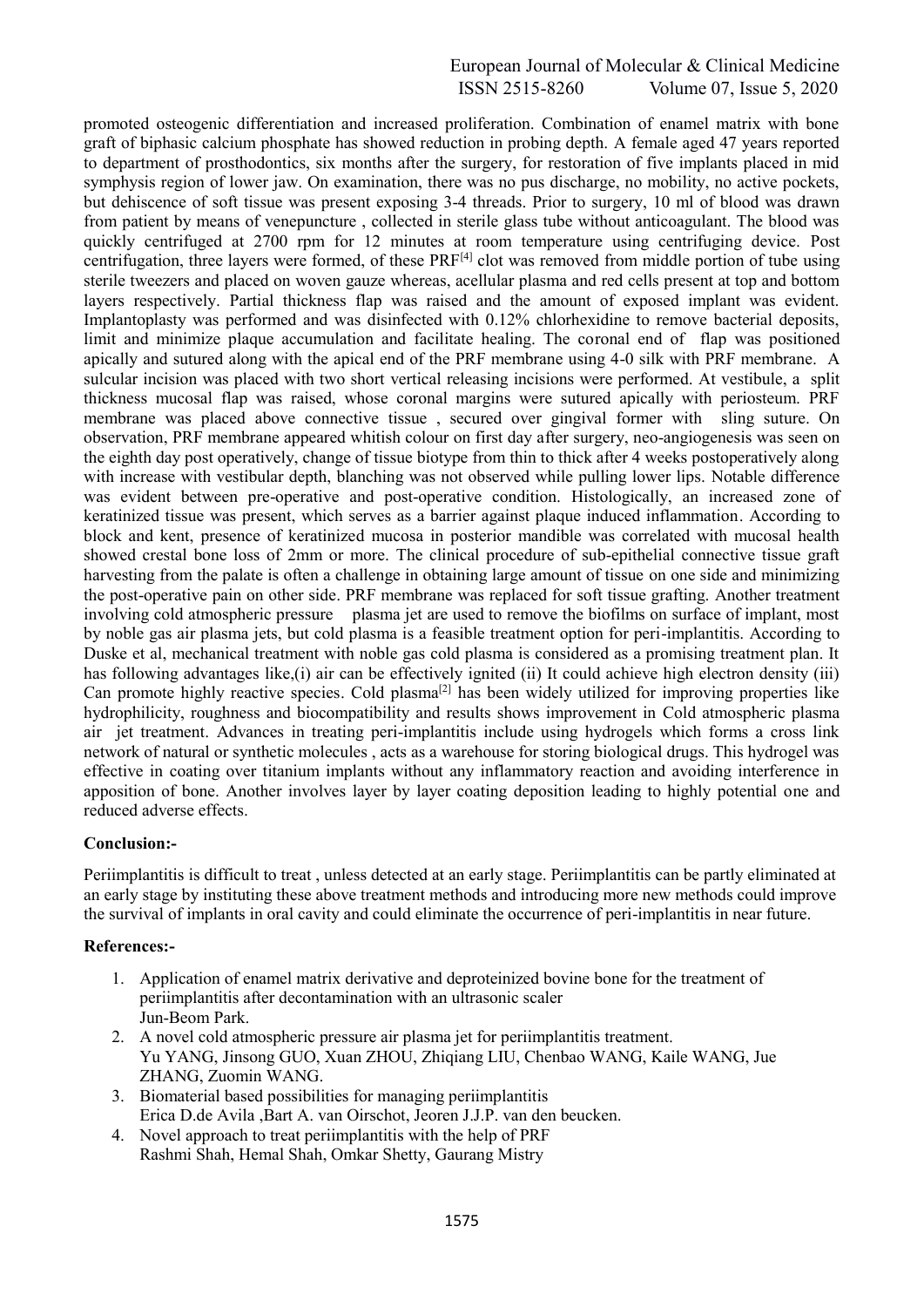promoted osteogenic differentiation and increased proliferation. Combination of enamel matrix with bone graft of biphasic calcium phosphate has showed reduction in probing depth. A female aged 47 years reported to department of prosthodontics, six months after the surgery, for restoration of five implants placed in mid symphysis region of lower jaw. On examination, there was no pus discharge, no mobility, no active pockets, but dehiscence of soft tissue was present exposing 3-4 threads. Prior to surgery, 10 ml of blood was drawn from patient by means of venepuncture , collected in sterile glass tube without anticoagulant. The blood was quickly centrifuged at 2700 rpm for 12 minutes at room temperature using centrifuging device. Post centrifugation, three layers were formed, of these PRF[4] clot was removed from middle portion of tube using sterile tweezers and placed on woven gauze whereas, acellular plasma and red cells present at top and bottom layers respectively. Partial thickness flap was raised and the amount of exposed implant was evident. Implantoplasty was performed and was disinfected with 0.12% chlorhexidine to remove bacterial deposits, limit and minimize plaque accumulation and facilitate healing. The coronal end of flap was positioned apically and sutured along with the apical end of the PRF membrane using 4-0 silk with PRF membrane. A sulcular incision was placed with two short vertical releasing incisions were performed. At vestibule, a split thickness mucosal flap was raised, whose coronal margins were sutured apically with periosteum. PRF membrane was placed above connective tissue , secured over gingival former with sling suture. On observation, PRF membrane appeared whitish colour on first day after surgery, neo-angiogenesis was seen on the eighth day post operatively, change of tissue biotype from thin to thick after 4 weeks postoperatively along with increase with vestibular depth, blanching was not observed while pulling lower lips. Notable difference was evident between pre-operative and post-operative condition. Histologically, an increased zone of keratinized tissue was present, which serves as a barrier against plaque induced inflammation. According to block and kent, presence of keratinized mucosa in posterior mandible was correlated with mucosal health showed crestal bone loss of 2mm or more. The clinical procedure of sub-epithelial connective tissue graft harvesting from the palate is often a challenge in obtaining large amount of tissue on one side and minimizing the post-operative pain on other side. PRF membrane was replaced for soft tissue grafting. Another treatment involving cold atmospheric pressure plasma jet are used to remove the biofilms on surface of implant, most by noble gas air plasma jets, but cold plasma is a feasible treatment option for peri-implantitis. According to Duske et al, mechanical treatment with noble gas cold plasma is considered as a promising treatment plan. It has following advantages like,(i) air can be effectively ignited (ii) It could achieve high electron density (iii) Can promote highly reactive species. Cold plasma[2] has been widely utilized for improving properties like hydrophilicity, roughness and biocompatibility and results shows improvement in Cold atmospheric plasma air jet treatment. Advances in treating peri-implantitis include using hydrogels which forms a cross link network of natural or synthetic molecules , acts as a warehouse for storing biological drugs. This hydrogel was effective in coating over titanium implants without any inflammatory reaction and avoiding interference in apposition of bone. Another involves layer by layer coating deposition leading to highly potential one and reduced adverse effects.

## Conclusion:-

Periimplantitis is difficult to treat , unless detected at an early stage. Periimplantitis can be partly eliminated at an early stage by instituting these above treatment methods and introducing more new methods could improve the survival of implants in oral cavity and could eliminate the occurrence of peri-implantitis in near future.

## References:-

1. Application of enamel matrix derivative and deproteinized bovine bone for the treatment of periimplantitis after decontamination with an ultrasonic scaler
   Jun-Beom Park.
2. A novel cold atmospheric pressure air plasma jet for periimplantitis treatment.
   Yu YANG, Jinsong GUO, Xuan ZHOU, Zhiqiang LIU, Chenbao WANG, Kaile WANG, Jue ZHANG, Zuomin WANG.
3. Biomaterial based possibilities for managing periimplantitis
   Erica D.de Avila ,Bart A. van Oirschot, Jeoren J.J.P. van den beucken.
4. Novel approach to treat periimplantitis with the help of PRF
   Rashmi Shah, Hemal Shah, Omkar Shetty, Gaurang Mistry